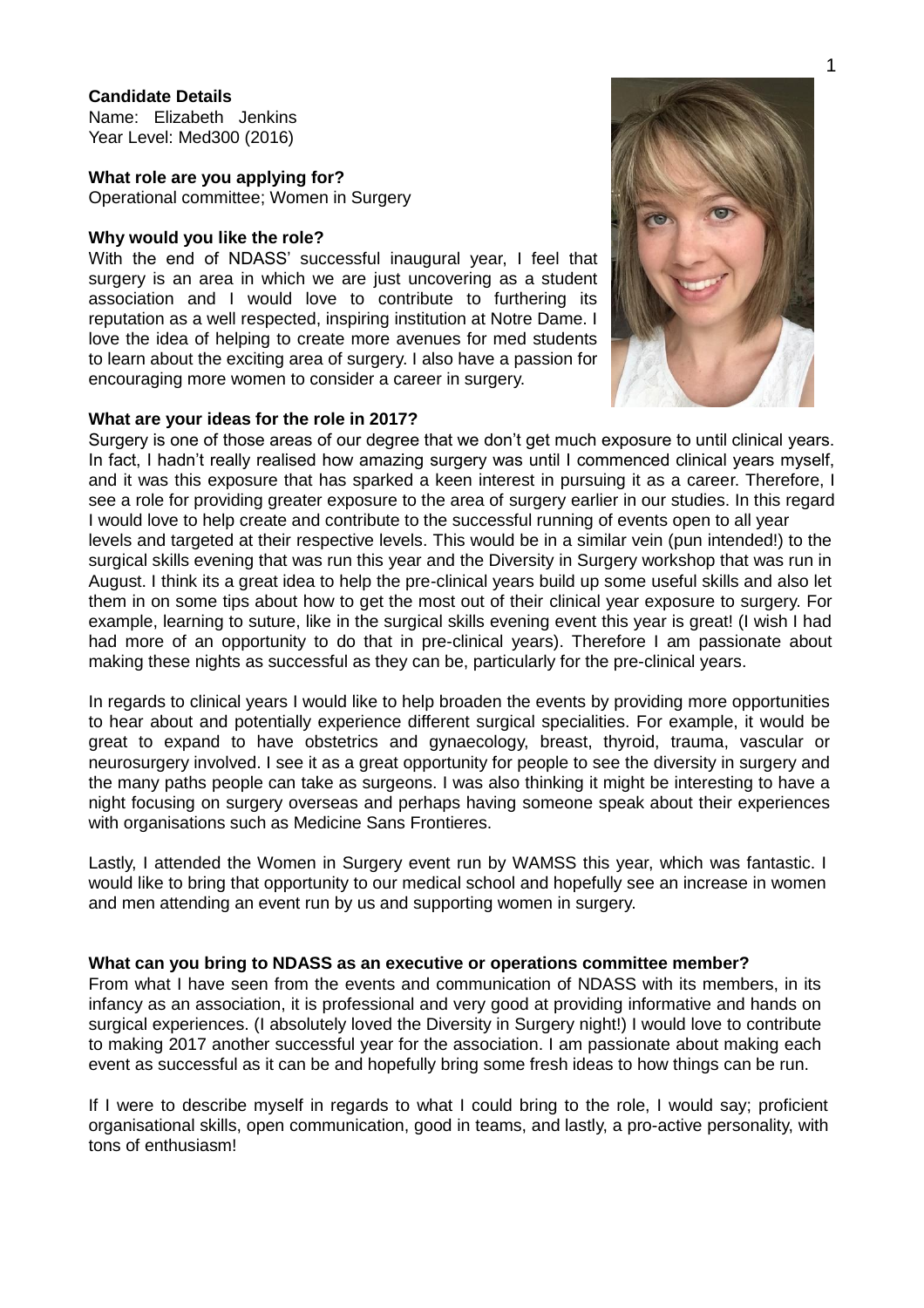**Candidate Details**
Name: Elizabeth Jenkins
Year Level: Med300 (2016)

**What role are you applying for?**
Operational committee; Women in Surgery

**Why would you like the role?**
With the end of NDASS' successful inaugural year, I feel that surgery is an area in which we are just uncovering as a student association and I would love to contribute to furthering its reputation as a well respected, inspiring institution at Notre Dame. I love the idea of helping to create more avenues for med students to learn about the exciting area of surgery. I also have a passion for encouraging more women to consider a career in surgery.

**What are your ideas for the role in 2017?**
Surgery is one of those areas of our degree that we don't get much exposure to until clinical years. In fact, I hadn't really realised how amazing surgery was until I commenced clinical years myself, and it was this exposure that has sparked a keen interest in pursuing it as a career. Therefore, I see a role for providing greater exposure to the area of surgery earlier in our studies. In this regard I would love to help create and contribute to the successful running of events open to all year levels and targeted at their respective levels. This would be in a similar vein (pun intended!) to the surgical skills evening that was run this year and the Diversity in Surgery workshop that was run in August. I think its a great idea to help the pre-clinical years build up some useful skills and also let them in on some tips about how to get the most out of their clinical year exposure to surgery. For example, learning to suture, like in the surgical skills evening event this year is great! (I wish I had had more of an opportunity to do that in pre-clinical years). Therefore I am passionate about making these nights as successful as they can be, particularly for the pre-clinical years.

In regards to clinical years I would like to help broaden the events by providing more opportunities to hear about and potentially experience different surgical specialities. For example, it would be great to expand to have obstetrics and gynaecology, breast, thyroid, trauma, vascular or neurosurgery involved. I see it as a great opportunity for people to see the diversity in surgery and the many paths people can take as surgeons. I was also thinking it might be interesting to have a night focusing on surgery overseas and perhaps having someone speak about their experiences with organisations such as Medicine Sans Frontieres.

Lastly, I attended the Women in Surgery event run by WAMSS this year, which was fantastic. I would like to bring that opportunity to our medical school and hopefully see an increase in women and men attending an event run by us and supporting women in surgery.

**What can you bring to NDASS as an executive or operations committee member?**
From what I have seen from the events and communication of NDASS with its members, in its infancy as an association, it is professional and very good at providing informative and hands on surgical experiences. (I absolutely loved the Diversity in Surgery night!) I would love to contribute to making 2017 another successful year for the association. I am passionate about making each event as successful as it can be and hopefully bring some fresh ideas to how things can be run.

If I were to describe myself in regards to what I could bring to the role, I would say; proficient organisational skills, open communication, good in teams, and lastly, a pro-active personality, with tons of enthusiasm!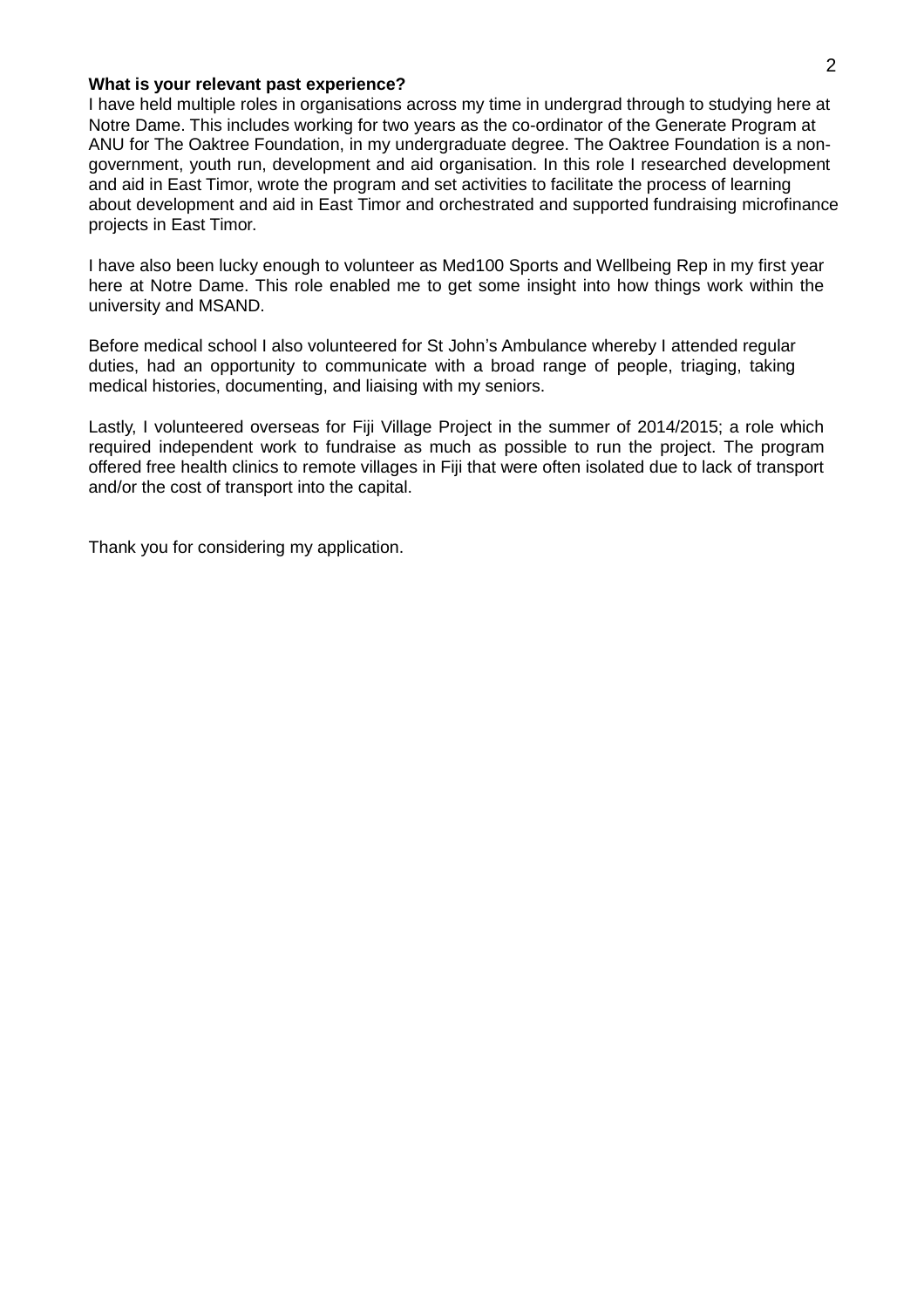**What is your relevant past experience?**

I have held multiple roles in organisations across my time in undergrad through to studying here at Notre Dame. This includes working for two years as the co-ordinator of the Generate Program at ANU for The Oaktree Foundation, in my undergraduate degree. The Oaktree Foundation is a non-government, youth run, development and aid organisation. In this role I researched development and aid in East Timor, wrote the program and set activities to facilitate the process of learning about development and aid in East Timor and orchestrated and supported fundraising microfinance projects in East Timor.

I have also been lucky enough to volunteer as Med100 Sports and Wellbeing Rep in my first year here at Notre Dame. This role enabled me to get some insight into how things work within the university and MSAND.

Before medical school I also volunteered for St John's Ambulance whereby I attended regular duties, had an opportunity to communicate with a broad range of people, triaging, taking medical histories, documenting, and liaising with my seniors.

Lastly, I volunteered overseas for Fiji Village Project in the summer of 2014/2015; a role which required independent work to fundraise as much as possible to run the project. The program offered free health clinics to remote villages in Fiji that were often isolated due to lack of transport and/or the cost of transport into the capital.

Thank you for considering my application.